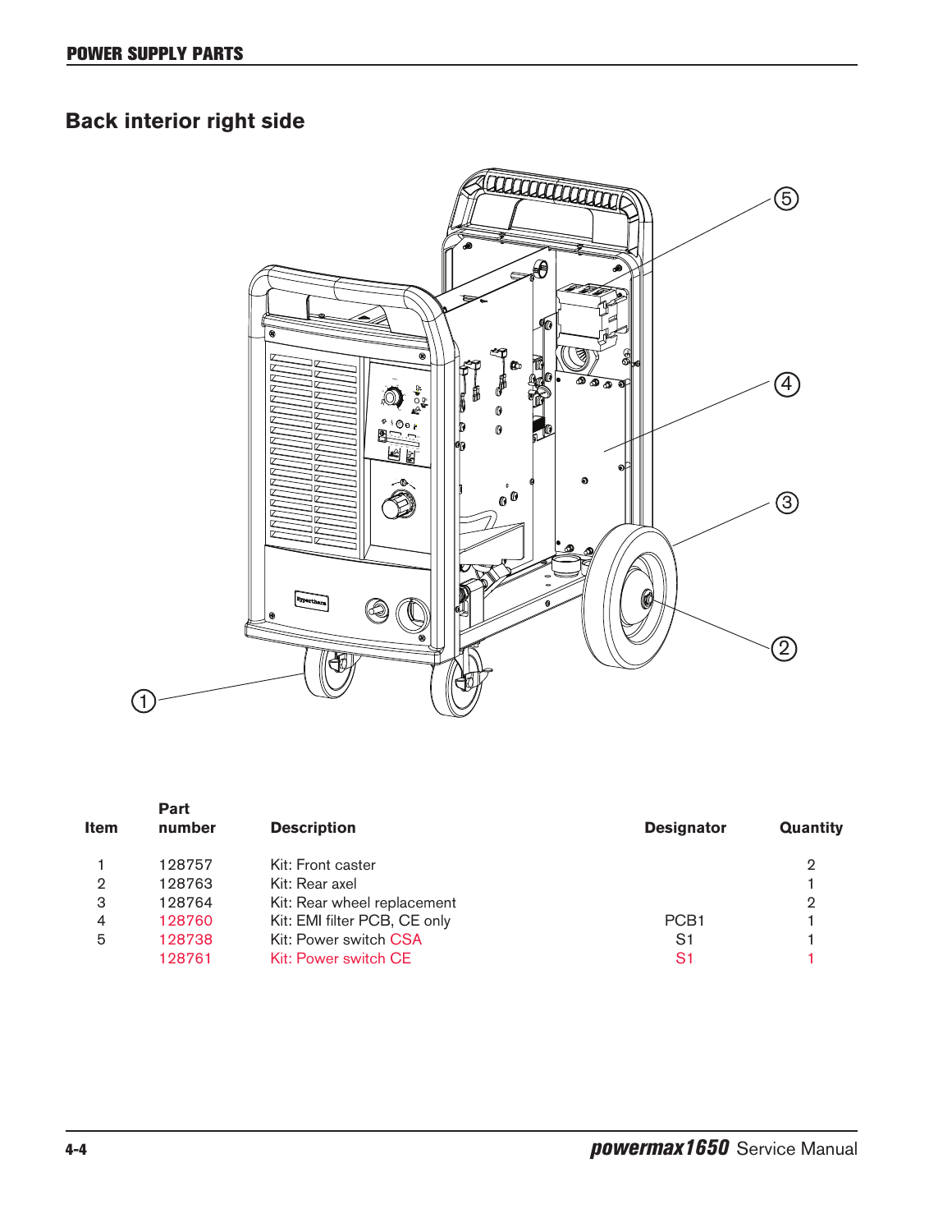## Back interior right side

| Item | Part number | Description | Designator | Quantity |
|---|---|---|---|---|
| 1 | 128757 | Kit: Front caster | | 2 |
| 2 | 128763 | Kit: Rear axel | | 1 |
| 3 | 128764 | Kit: Rear wheel replacement | | 2 |
| 4 | 128760 | Kit: EMI filter PCB, CE only | PCB1 | 1 |
| 5 | 128738 | Kit: Power switch CSA | S1 | 1 |
| | 128761 | Kit: Power switch CE | S1 | 1 |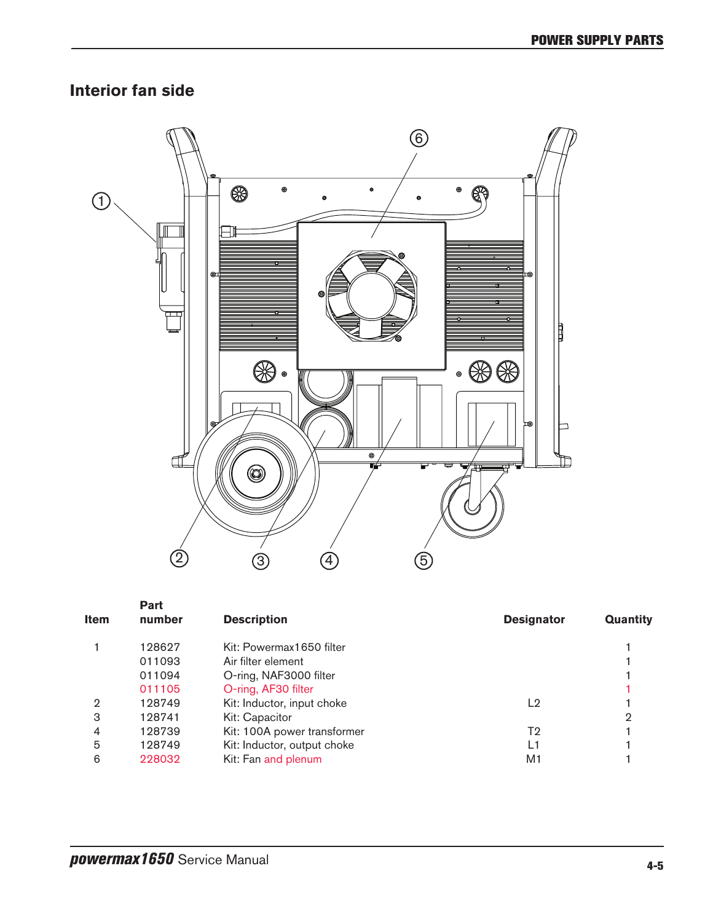## Interior fan side

| Item | Part number | Description | Designator | Quantity |
|---|---|---|---|---|
| 1 | 128627 | Kit: Powermax1650 filter | | 1 |
| | 011093 | Air filter element | | 1 |
| | 011094 | O-ring, NAF3000 filter | | 1 |
| | 011105 | O-ring, AF30 filter | | 1 |
| 2 | 128749 | Kit: Inductor, input choke | L2 | 1 |
| 3 | 128741 | Kit: Capacitor | | 2 |
| 4 | 128739 | Kit: 100A power transformer | T2 | 1 |
| 5 | 128749 | Kit: Inductor, output choke | L1 | 1 |
| 6 | 228032 | Kit: Fan and plenum | M1 | 1 |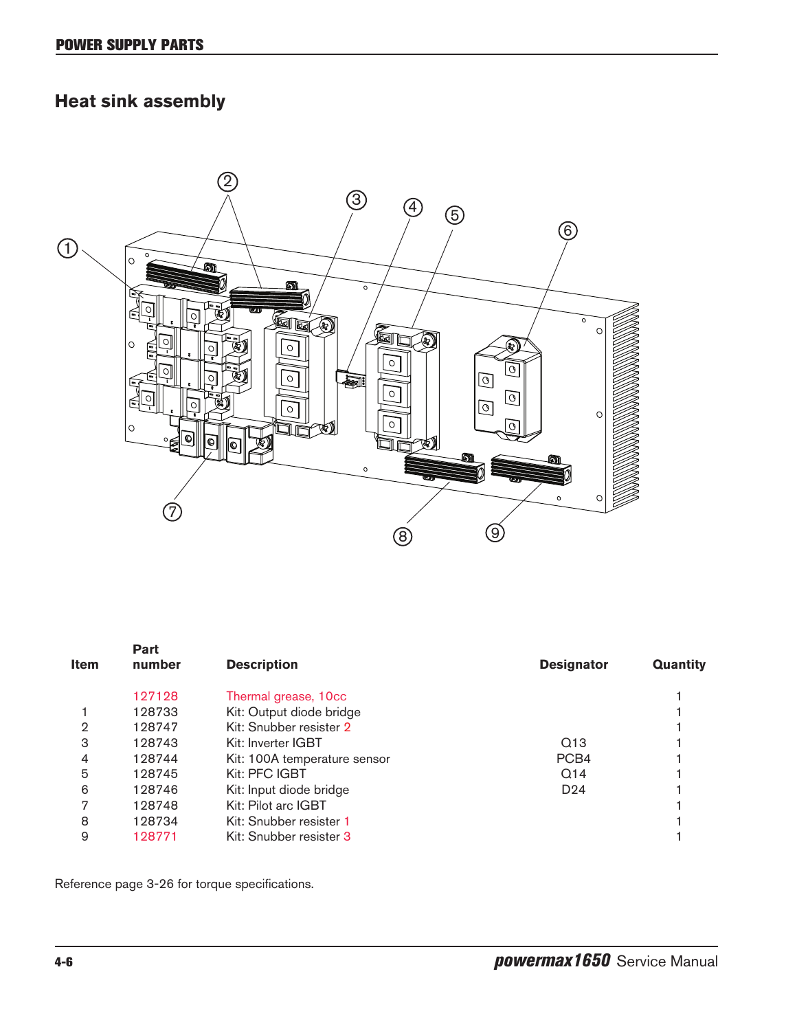## Heat sink assembly

| Item | Part number | Description | Designator | Quantity |
|---|---|---|---|---|
| | 127128 | Thermal grease, 10cc | | 1 |
| 1 | 128733 | Kit: Output diode bridge | | 1 |
| 2 | 128747 | Kit: Snubber resister 2 | | 1 |
| 3 | 128743 | Kit: Inverter IGBT | Q13 | 1 |
| 4 | 128744 | Kit: 100A temperature sensor | PCB4 | 1 |
| 5 | 128745 | Kit: PFC IGBT | Q14 | 1 |
| 6 | 128746 | Kit: Input diode bridge | D24 | 1 |
| 7 | 128748 | Kit: Pilot arc IGBT | | 1 |
| 8 | 128734 | Kit: Snubber resister 1 | | 1 |
| 9 | 128771 | Kit: Snubber resister 3 | | 1 |

Reference page 3-26 for torque specifications.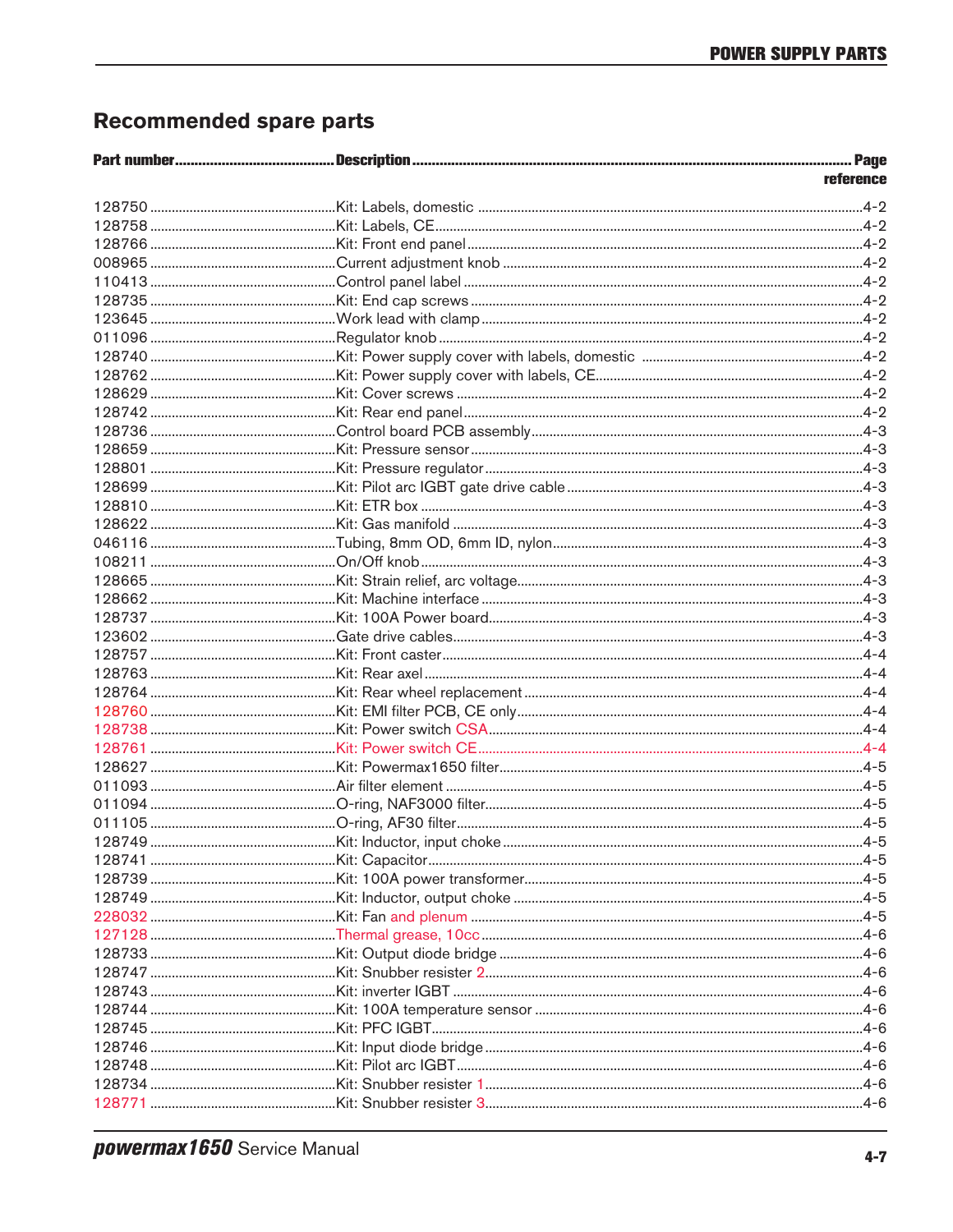## Recommended spare parts

| Part number | Description | Page reference |
|---|---|---|
| 128750 | Kit: Labels, domestic | 4-2 |
| 128758 | Kit: Labels, CE | 4-2 |
| 128766 | Kit: Front end panel | 4-2 |
| 008965 | Current adjustment knob | 4-2 |
| 110413 | Control panel label | 4-2 |
| 128735 | Kit: End cap screws | 4-2 |
| 123645 | Work lead with clamp | 4-2 |
| 011096 | Regulator knob | 4-2 |
| 128740 | Kit: Power supply cover with labels, domestic | 4-2 |
| 128762 | Kit: Power supply cover with labels, CE | 4-2 |
| 128629 | Kit: Cover screws | 4-2 |
| 128742 | Kit: Rear end panel | 4-2 |
| 128736 | Control board PCB assembly | 4-3 |
| 128659 | Kit: Pressure sensor | 4-3 |
| 128801 | Kit: Pressure regulator | 4-3 |
| 128699 | Kit: Pilot arc IGBT gate drive cable | 4-3 |
| 128810 | Kit: ETR box | 4-3 |
| 128622 | Kit: Gas manifold | 4-3 |
| 046116 | Tubing, 8mm OD, 6mm ID, nylon | 4-3 |
| 108211 | On/Off knob | 4-3 |
| 128665 | Kit: Strain relief, arc voltage | 4-3 |
| 128662 | Kit: Machine interface | 4-3 |
| 128737 | Kit: 100A Power board | 4-3 |
| 123602 | Gate drive cables | 4-3 |
| 128757 | Kit: Front caster | 4-4 |
| 128763 | Kit: Rear axel | 4-4 |
| 128764 | Kit: Rear wheel replacement | 4-4 |
| 128760 | Kit: EMI filter PCB, CE only | 4-4 |
| 128738 | Kit: Power switch CSA | 4-4 |
| 128761 | Kit: Power switch CE | 4-4 |
| 128627 | Kit: Powermax1650 filter | 4-5 |
| 011093 | Air filter element | 4-5 |
| 011094 | O-ring, NAF3000 filter | 4-5 |
| 011105 | O-ring, AF30 filter | 4-5 |
| 128749 | Kit: Inductor, input choke | 4-5 |
| 128741 | Kit: Capacitor | 4-5 |
| 128739 | Kit: 100A power transformer | 4-5 |
| 128749 | Kit: Inductor, output choke | 4-5 |
| 228032 | Kit: Fan and plenum | 4-5 |
| 127128 | Thermal grease, 10cc | 4-6 |
| 128733 | Kit: Output diode bridge | 4-6 |
| 128747 | Kit: Snubber resister 2 | 4-6 |
| 128743 | Kit: inverter IGBT | 4-6 |
| 128744 | Kit: 100A temperature sensor | 4-6 |
| 128745 | Kit: PFC IGBT | 4-6 |
| 128746 | Kit: Input diode bridge | 4-6 |
| 128748 | Kit: Pilot arc IGBT | 4-6 |
| 128734 | Kit: Snubber resister 1 | 4-6 |
| 128771 | Kit: Snubber resister 3 | 4-6 |